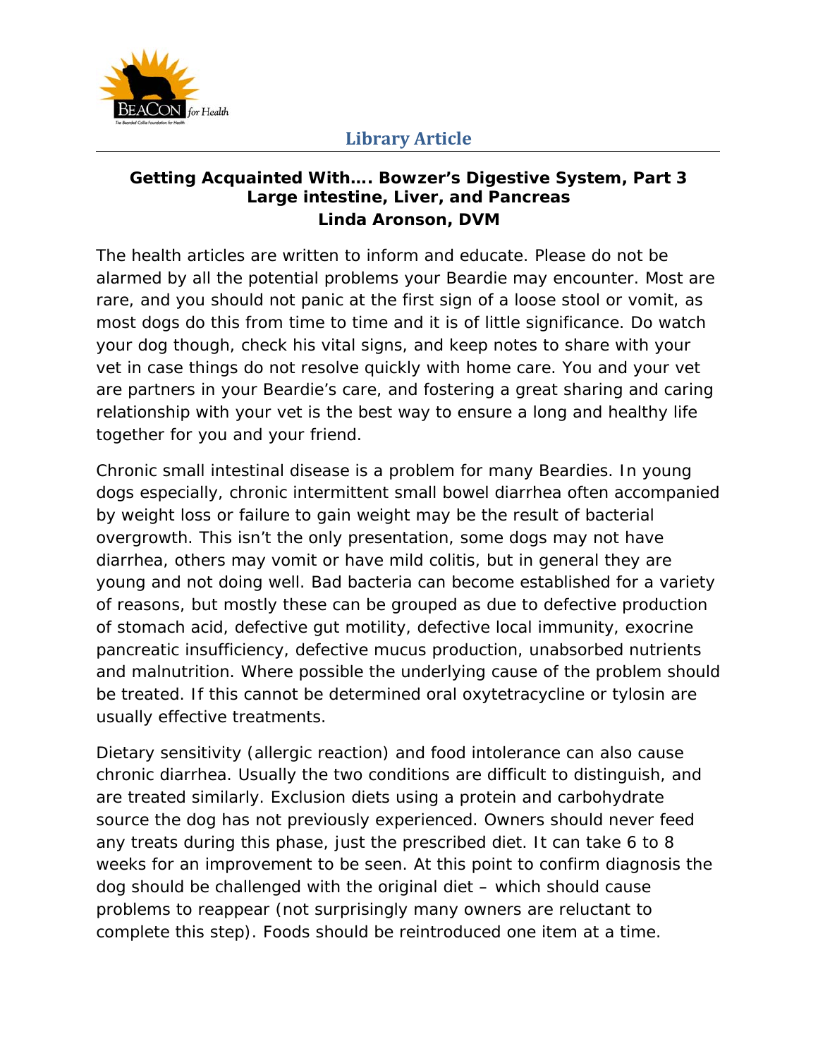Library Article

# Getting Acquainted With…. Bowzer's Digestive System, Part 3
## Large intestine, Liver, and Pancreas
### Linda Aronson, DVM

The health articles are written to inform and educate. Please do not be alarmed by all the potential problems your Beardie may encounter. Most are rare, and you should not panic at the first sign of a loose stool or vomit, as most dogs do this from time to time and it is of little significance. Do watch your dog though, check his vital signs, and keep notes to share with your vet in case things do not resolve quickly with home care. You and your vet are partners in your Beardie's care, and fostering a great sharing and caring relationship with your vet is the best way to ensure a long and healthy life together for you and your friend.

Chronic small intestinal disease is a problem for many Beardies. In young dogs especially, chronic intermittent small bowel diarrhea often accompanied by weight loss or failure to gain weight may be the result of bacterial overgrowth. This isn't the only presentation, some dogs may not have diarrhea, others may vomit or have mild colitis, but in general they are young and not doing well. Bad bacteria can become established for a variety of reasons, but mostly these can be grouped as due to defective production of stomach acid, defective gut motility, defective local immunity, exocrine pancreatic insufficiency, defective mucus production, unabsorbed nutrients and malnutrition. Where possible the underlying cause of the problem should be treated. If this cannot be determined oral oxytetracycline or tylosin are usually effective treatments.

Dietary sensitivity (allergic reaction) and food intolerance can also cause chronic diarrhea. Usually the two conditions are difficult to distinguish, and are treated similarly. Exclusion diets using a protein and carbohydrate source the dog has not previously experienced. Owners should never feed any treats during this phase, just the prescribed diet. It can take 6 to 8 weeks for an improvement to be seen. At this point to confirm diagnosis the dog should be challenged with the original diet – which should cause problems to reappear (not surprisingly many owners are reluctant to complete this step). Foods should be reintroduced one item at a time.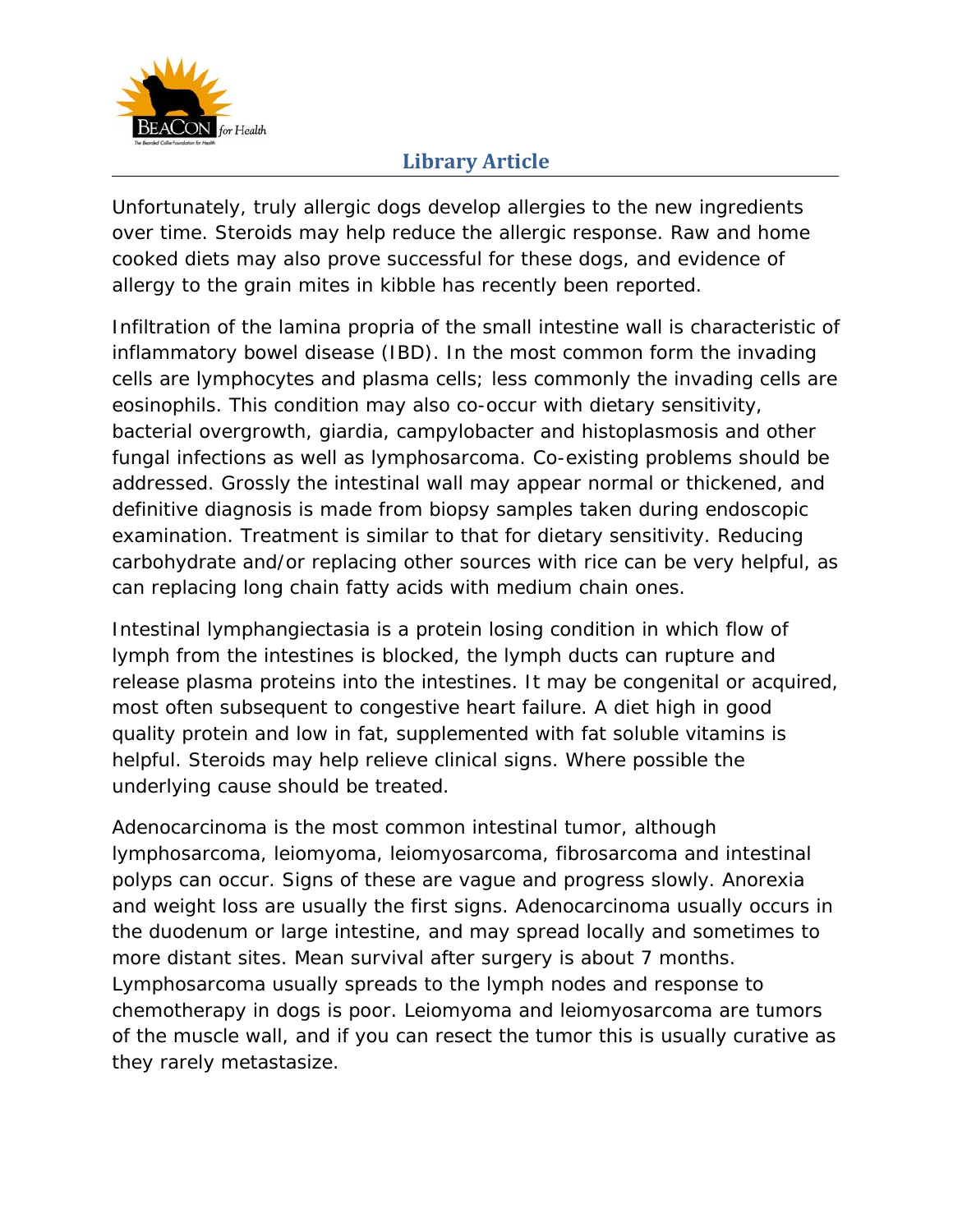Unfortunately, truly allergic dogs develop allergies to the new ingredients over time. Steroids may help reduce the allergic response. Raw and home cooked diets may also prove successful for these dogs, and evidence of allergy to the grain mites in kibble has recently been reported.

Infiltration of the lamina propria of the small intestine wall is characteristic of inflammatory bowel disease (IBD). In the most common form the invading cells are lymphocytes and plasma cells; less commonly the invading cells are eosinophils. This condition may also co-occur with dietary sensitivity, bacterial overgrowth, giardia, campylobacter and histoplasmosis and other fungal infections as well as lymphosarcoma. Co-existing problems should be addressed. Grossly the intestinal wall may appear normal or thickened, and definitive diagnosis is made from biopsy samples taken during endoscopic examination. Treatment is similar to that for dietary sensitivity. Reducing carbohydrate and/or replacing other sources with rice can be very helpful, as can replacing long chain fatty acids with medium chain ones.

Intestinal lymphangiectasia is a protein losing condition in which flow of lymph from the intestines is blocked, the lymph ducts can rupture and release plasma proteins into the intestines. It may be congenital or acquired, most often subsequent to congestive heart failure. A diet high in good quality protein and low in fat, supplemented with fat soluble vitamins is helpful. Steroids may help relieve clinical signs. Where possible the underlying cause should be treated.

Adenocarcinoma is the most common intestinal tumor, although lymphosarcoma, leiomyoma, leiomyosarcoma, fibrosarcoma and intestinal polyps can occur. Signs of these are vague and progress slowly. Anorexia and weight loss are usually the first signs. Adenocarcinoma usually occurs in the duodenum or large intestine, and may spread locally and sometimes to more distant sites. Mean survival after surgery is about 7 months. Lymphosarcoma usually spreads to the lymph nodes and response to chemotherapy in dogs is poor. Leiomyoma and leiomyosarcoma are tumors of the muscle wall, and if you can resect the tumor this is usually curative as they rarely metastasize.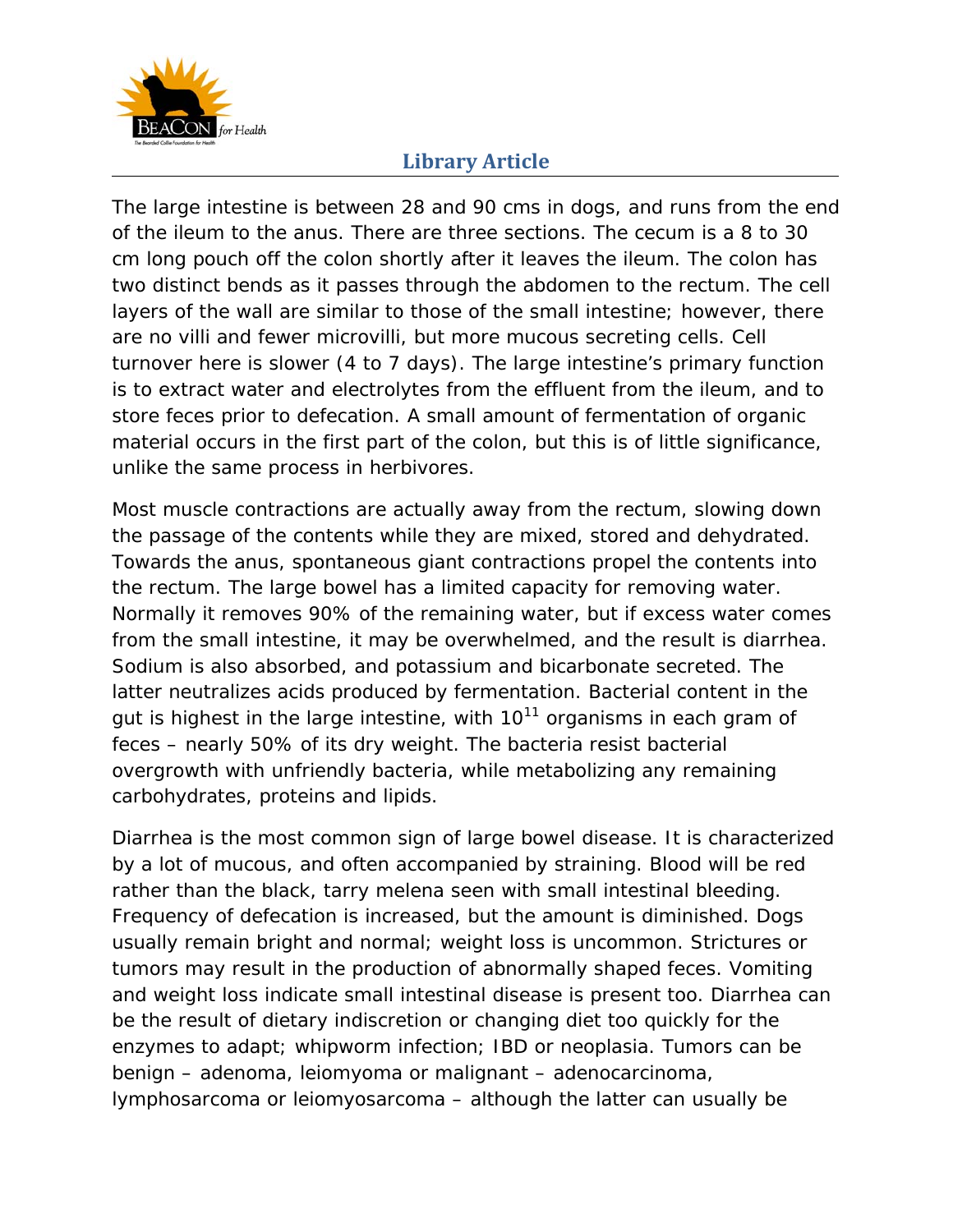The large intestine is between 28 and 90 cms in dogs, and runs from the end of the ileum to the anus. There are three sections. The cecum is a 8 to 30 cm long pouch off the colon shortly after it leaves the ileum. The colon has two distinct bends as it passes through the abdomen to the rectum. The cell layers of the wall are similar to those of the small intestine; however, there are no villi and fewer microvilli, but more mucous secreting cells. Cell turnover here is slower (4 to 7 days). The large intestine's primary function is to extract water and electrolytes from the effluent from the ileum, and to store feces prior to defecation. A small amount of fermentation of organic material occurs in the first part of the colon, but this is of little significance, unlike the same process in herbivores.

Most muscle contractions are actually away from the rectum, slowing down the passage of the contents while they are mixed, stored and dehydrated. Towards the anus, spontaneous giant contractions propel the contents into the rectum. The large bowel has a limited capacity for removing water. Normally it removes 90% of the remaining water, but if excess water comes from the small intestine, it may be overwhelmed, and the result is diarrhea. Sodium is also absorbed, and potassium and bicarbonate secreted. The latter neutralizes acids produced by fermentation. Bacterial content in the gut is highest in the large intestine, with $10^{11}$ organisms in each gram of feces – nearly 50% of its dry weight. The bacteria resist bacterial overgrowth with unfriendly bacteria, while metabolizing any remaining carbohydrates, proteins and lipids.

Diarrhea is the most common sign of large bowel disease. It is characterized by a lot of mucous, and often accompanied by straining. Blood will be red rather than the black, tarry melena seen with small intestinal bleeding. Frequency of defecation is increased, but the amount is diminished. Dogs usually remain bright and normal; weight loss is uncommon. Strictures or tumors may result in the production of abnormally shaped feces. Vomiting and weight loss indicate small intestinal disease is present too. Diarrhea can be the result of dietary indiscretion or changing diet too quickly for the enzymes to adapt; whipworm infection; IBD or neoplasia. Tumors can be benign – adenoma, leiomyoma or malignant – adenocarcinoma, lymphosarcoma or leiomyosarcoma – although the latter can usually be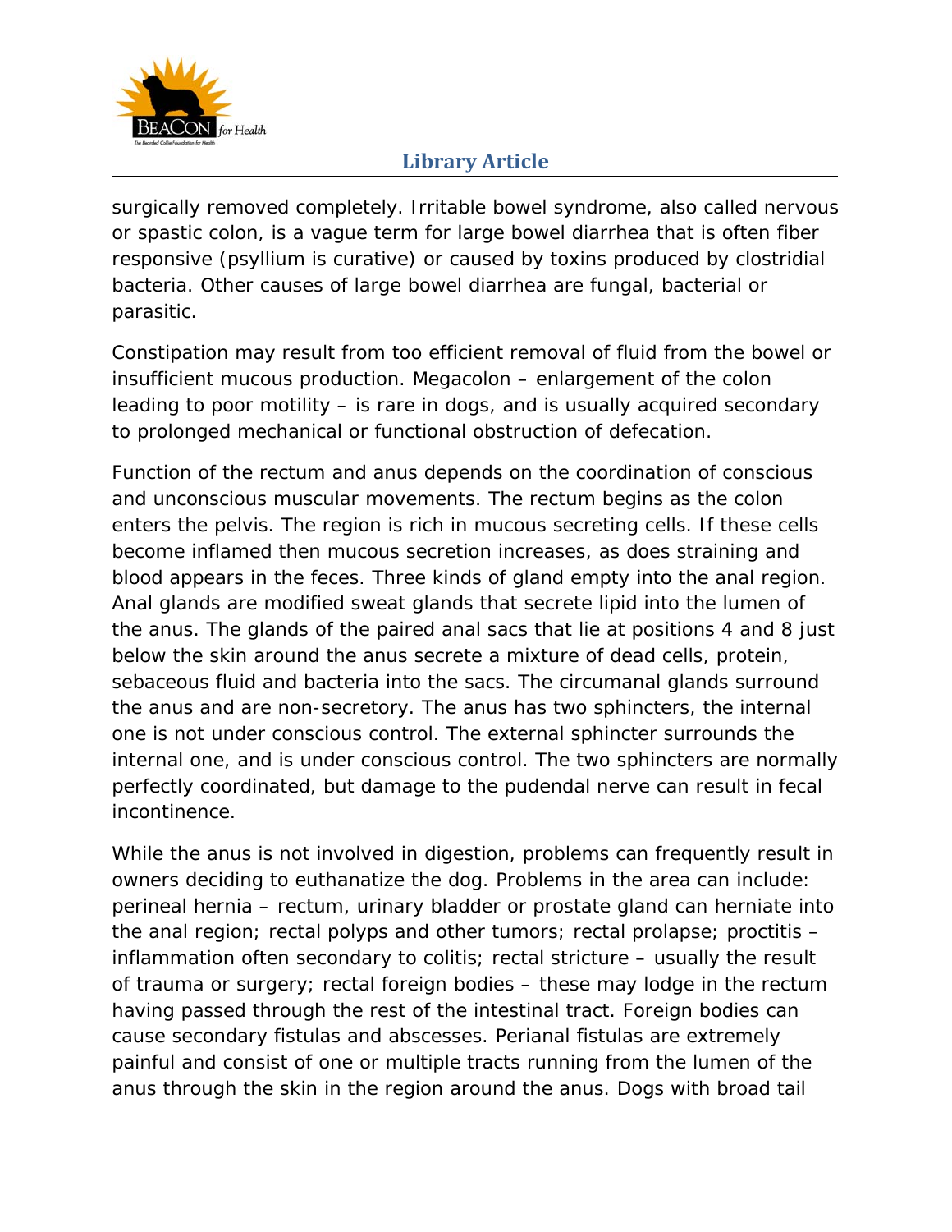surgically removed completely. Irritable bowel syndrome, also called nervous or spastic colon, is a vague term for large bowel diarrhea that is often fiber responsive (psyllium is curative) or caused by toxins produced by clostridial bacteria. Other causes of large bowel diarrhea are fungal, bacterial or parasitic.

Constipation may result from too efficient removal of fluid from the bowel or insufficient mucous production. Megacolon – enlargement of the colon leading to poor motility – is rare in dogs, and is usually acquired secondary to prolonged mechanical or functional obstruction of defecation.

Function of the rectum and anus depends on the coordination of conscious and unconscious muscular movements. The rectum begins as the colon enters the pelvis. The region is rich in mucous secreting cells. If these cells become inflamed then mucous secretion increases, as does straining and blood appears in the feces. Three kinds of gland empty into the anal region. Anal glands are modified sweat glands that secrete lipid into the lumen of the anus. The glands of the paired anal sacs that lie at positions 4 and 8 just below the skin around the anus secrete a mixture of dead cells, protein, sebaceous fluid and bacteria into the sacs. The circumanal glands surround the anus and are non-secretory. The anus has two sphincters, the internal one is not under conscious control. The external sphincter surrounds the internal one, and is under conscious control. The two sphincters are normally perfectly coordinated, but damage to the pudendal nerve can result in fecal incontinence.

While the anus is not involved in digestion, problems can frequently result in owners deciding to euthanatize the dog. Problems in the area can include: perineal hernia – rectum, urinary bladder or prostate gland can herniate into the anal region; rectal polyps and other tumors; rectal prolapse; proctitis – inflammation often secondary to colitis; rectal stricture – usually the result of trauma or surgery; rectal foreign bodies – these may lodge in the rectum having passed through the rest of the intestinal tract. Foreign bodies can cause secondary fistulas and abscesses. Perianal fistulas are extremely painful and consist of one or multiple tracts running from the lumen of the anus through the skin in the region around the anus. Dogs with broad tail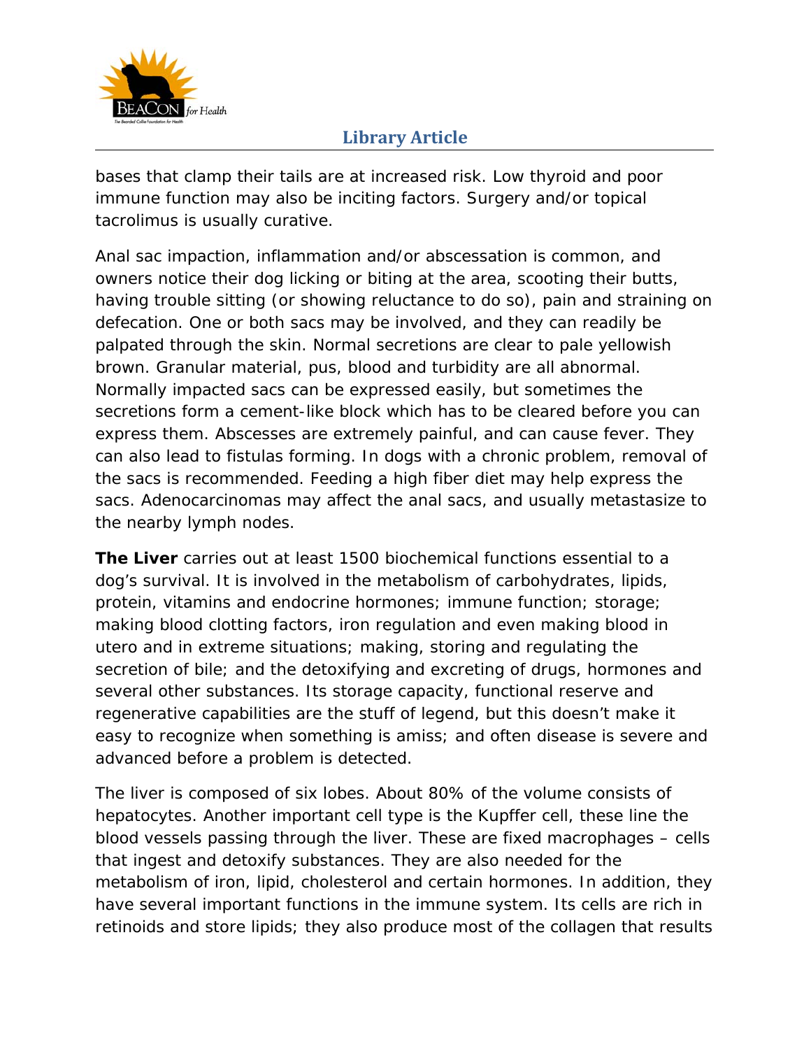bases that clamp their tails are at increased risk. Low thyroid and poor immune function may also be inciting factors. Surgery and/or topical tacrolimus is usually curative.

Anal sac impaction, inflammation and/or abscessation is common, and owners notice their dog licking or biting at the area, scooting their butts, having trouble sitting (or showing reluctance to do so), pain and straining on defecation. One or both sacs may be involved, and they can readily be palpated through the skin. Normal secretions are clear to pale yellowish brown. Granular material, pus, blood and turbidity are all abnormal. Normally impacted sacs can be expressed easily, but sometimes the secretions form a cement-like block which has to be cleared before you can express them. Abscesses are extremely painful, and can cause fever. They can also lead to fistulas forming. In dogs with a chronic problem, removal of the sacs is recommended. Feeding a high fiber diet may help express the sacs. Adenocarcinomas may affect the anal sacs, and usually metastasize to the nearby lymph nodes.

**The Liver** carries out at least 1500 biochemical functions essential to a dog's survival. It is involved in the metabolism of carbohydrates, lipids, protein, vitamins and endocrine hormones; immune function; storage; making blood clotting factors, iron regulation and even making blood in utero and in extreme situations; making, storing and regulating the secretion of bile; and the detoxifying and excreting of drugs, hormones and several other substances. Its storage capacity, functional reserve and regenerative capabilities are the stuff of legend, but this doesn't make it easy to recognize when something is amiss; and often disease is severe and advanced before a problem is detected.

The liver is composed of six lobes. About 80% of the volume consists of hepatocytes. Another important cell type is the Kupffer cell, these line the blood vessels passing through the liver. These are fixed macrophages – cells that ingest and detoxify substances. They are also needed for the metabolism of iron, lipid, cholesterol and certain hormones. In addition, they have several important functions in the immune system. Its cells are rich in retinoids and store lipids; they also produce most of the collagen that results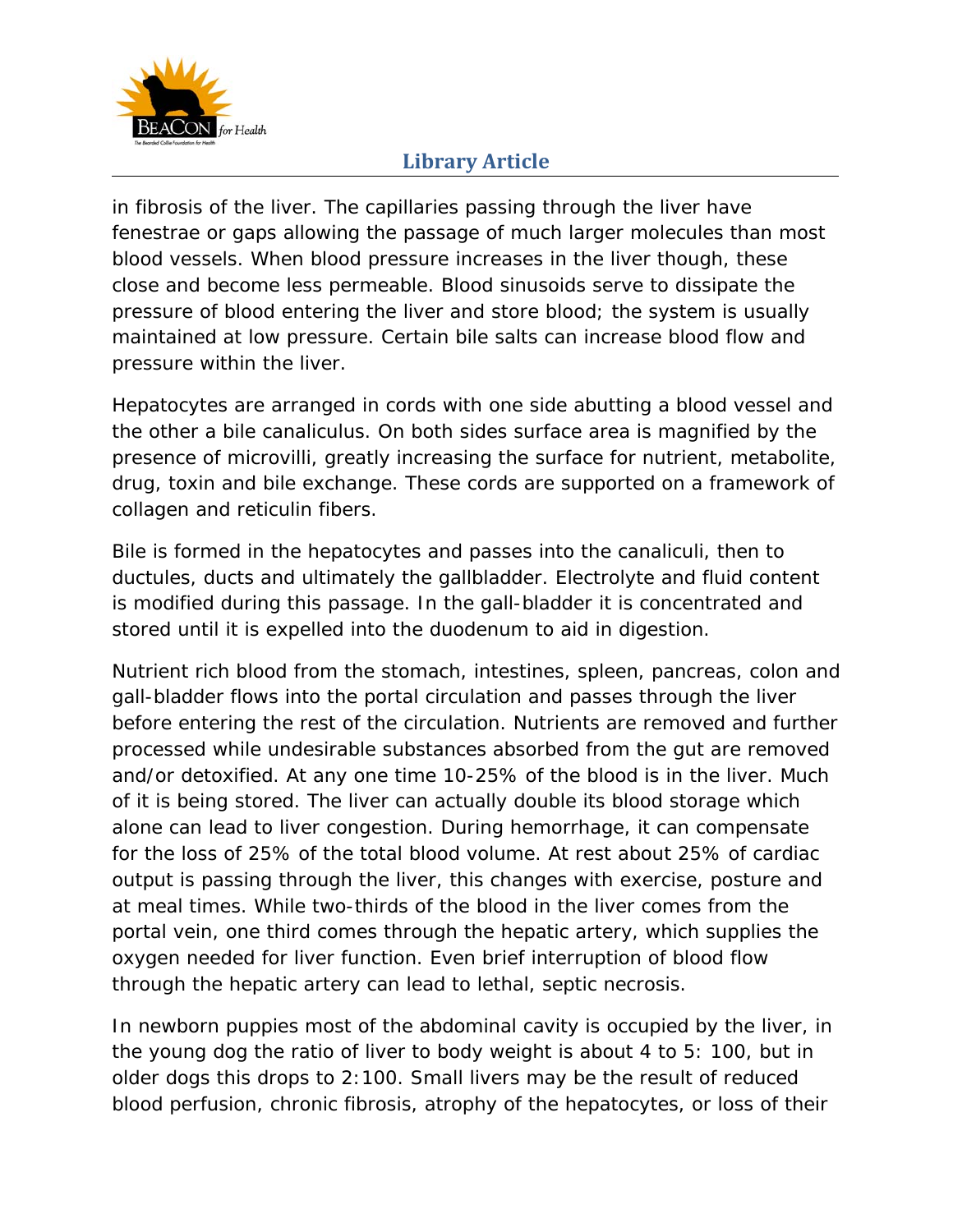in fibrosis of the liver. The capillaries passing through the liver have fenestrae or gaps allowing the passage of much larger molecules than most blood vessels. When blood pressure increases in the liver though, these close and become less permeable. Blood sinusoids serve to dissipate the pressure of blood entering the liver and store blood; the system is usually maintained at low pressure. Certain bile salts can increase blood flow and pressure within the liver.

Hepatocytes are arranged in cords with one side abutting a blood vessel and the other a bile canaliculus. On both sides surface area is magnified by the presence of microvilli, greatly increasing the surface for nutrient, metabolite, drug, toxin and bile exchange. These cords are supported on a framework of collagen and reticulin fibers.

Bile is formed in the hepatocytes and passes into the canaliculi, then to ductules, ducts and ultimately the gallbladder. Electrolyte and fluid content is modified during this passage. In the gall-bladder it is concentrated and stored until it is expelled into the duodenum to aid in digestion.

Nutrient rich blood from the stomach, intestines, spleen, pancreas, colon and gall-bladder flows into the portal circulation and passes through the liver before entering the rest of the circulation. Nutrients are removed and further processed while undesirable substances absorbed from the gut are removed and/or detoxified. At any one time 10-25% of the blood is in the liver. Much of it is being stored. The liver can actually double its blood storage which alone can lead to liver congestion. During hemorrhage, it can compensate for the loss of 25% of the total blood volume. At rest about 25% of cardiac output is passing through the liver, this changes with exercise, posture and at meal times. While two-thirds of the blood in the liver comes from the portal vein, one third comes through the hepatic artery, which supplies the oxygen needed for liver function. Even brief interruption of blood flow through the hepatic artery can lead to lethal, septic necrosis.

In newborn puppies most of the abdominal cavity is occupied by the liver, in the young dog the ratio of liver to body weight is about 4 to 5: 100, but in older dogs this drops to 2:100. Small livers may be the result of reduced blood perfusion, chronic fibrosis, atrophy of the hepatocytes, or loss of their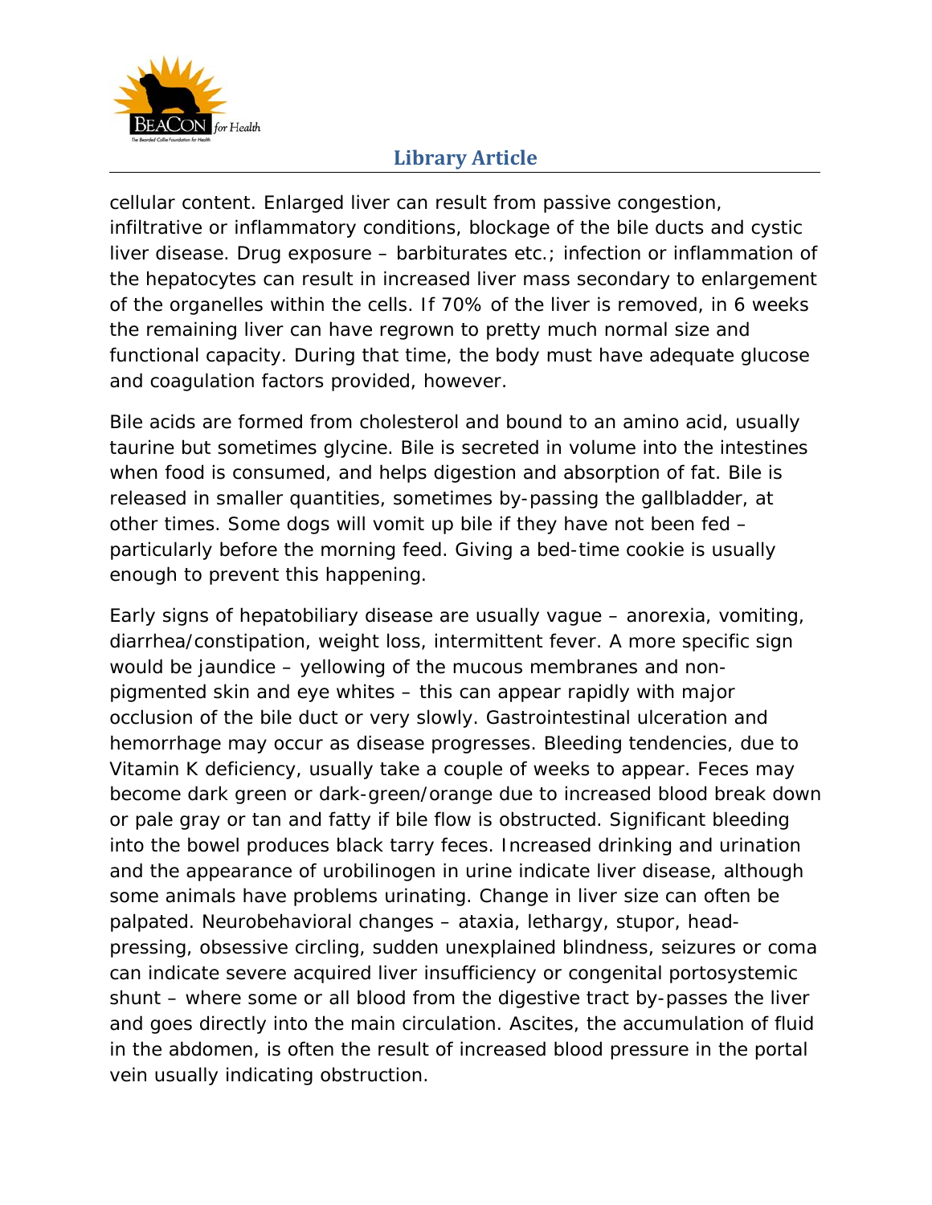cellular content. Enlarged liver can result from passive congestion, infiltrative or inflammatory conditions, blockage of the bile ducts and cystic liver disease. Drug exposure – barbiturates etc.; infection or inflammation of the hepatocytes can result in increased liver mass secondary to enlargement of the organelles within the cells. If 70% of the liver is removed, in 6 weeks the remaining liver can have regrown to pretty much normal size and functional capacity. During that time, the body must have adequate glucose and coagulation factors provided, however.

Bile acids are formed from cholesterol and bound to an amino acid, usually taurine but sometimes glycine. Bile is secreted in volume into the intestines when food is consumed, and helps digestion and absorption of fat. Bile is released in smaller quantities, sometimes by-passing the gallbladder, at other times. Some dogs will vomit up bile if they have not been fed – particularly before the morning feed. Giving a bed-time cookie is usually enough to prevent this happening.

Early signs of hepatobiliary disease are usually vague – anorexia, vomiting, diarrhea/constipation, weight loss, intermittent fever. A more specific sign would be jaundice – yellowing of the mucous membranes and non-pigmented skin and eye whites – this can appear rapidly with major occlusion of the bile duct or very slowly. Gastrointestinal ulceration and hemorrhage may occur as disease progresses. Bleeding tendencies, due to Vitamin K deficiency, usually take a couple of weeks to appear. Feces may become dark green or dark-green/orange due to increased blood break down or pale gray or tan and fatty if bile flow is obstructed. Significant bleeding into the bowel produces black tarry feces. Increased drinking and urination and the appearance of urobilinogen in urine indicate liver disease, although some animals have problems urinating. Change in liver size can often be palpated. Neurobehavioral changes – ataxia, lethargy, stupor, head-pressing, obsessive circling, sudden unexplained blindness, seizures or coma can indicate severe acquired liver insufficiency or congenital portosystemic shunt – where some or all blood from the digestive tract by-passes the liver and goes directly into the main circulation. Ascites, the accumulation of fluid in the abdomen, is often the result of increased blood pressure in the portal vein usually indicating obstruction.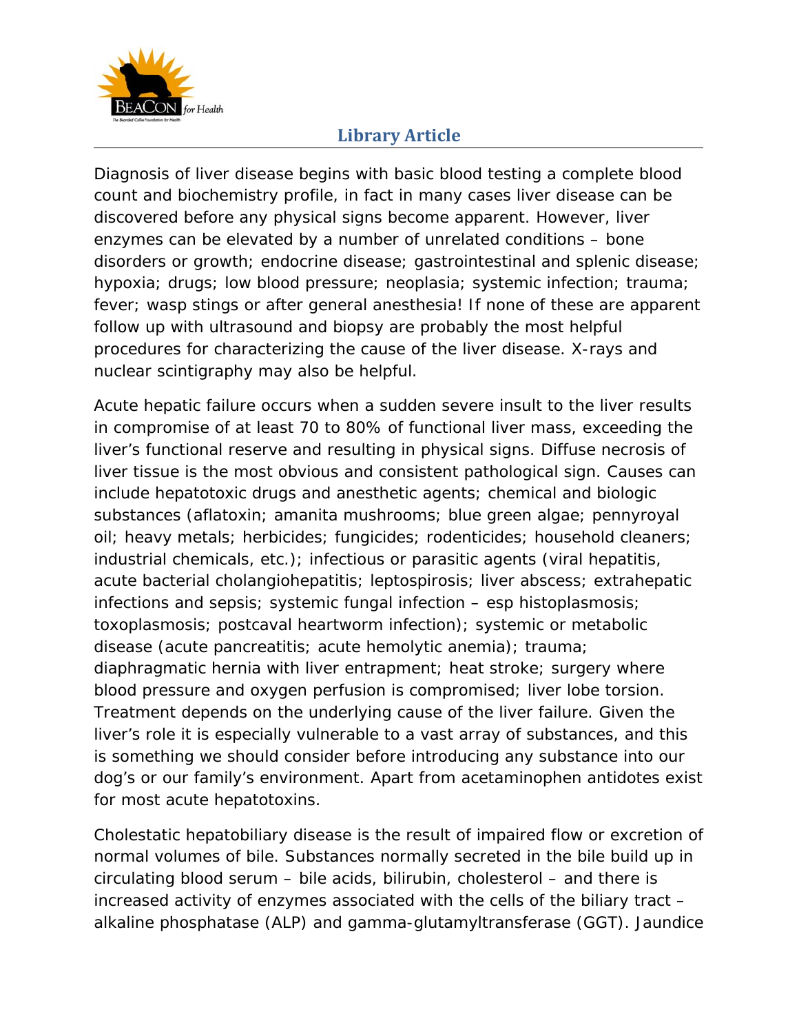Diagnosis of liver disease begins with basic blood testing a complete blood count and biochemistry profile, in fact in many cases liver disease can be discovered before any physical signs become apparent. However, liver enzymes can be elevated by a number of unrelated conditions – bone disorders or growth; endocrine disease; gastrointestinal and splenic disease; hypoxia; drugs; low blood pressure; neoplasia; systemic infection; trauma; fever; wasp stings or after general anesthesia! If none of these are apparent follow up with ultrasound and biopsy are probably the most helpful procedures for characterizing the cause of the liver disease. X-rays and nuclear scintigraphy may also be helpful.

Acute hepatic failure occurs when a sudden severe insult to the liver results in compromise of at least 70 to 80% of functional liver mass, exceeding the liver's functional reserve and resulting in physical signs. Diffuse necrosis of liver tissue is the most obvious and consistent pathological sign. Causes can include hepatotoxic drugs and anesthetic agents; chemical and biologic substances (aflatoxin; amanita mushrooms; blue green algae; pennyroyal oil; heavy metals; herbicides; fungicides; rodenticides; household cleaners; industrial chemicals, etc.); infectious or parasitic agents (viral hepatitis, acute bacterial cholangiohepatitis; leptospirosis; liver abscess; extrahepatic infections and sepsis; systemic fungal infection – esp histoplasmosis; toxoplasmosis; postcaval heartworm infection); systemic or metabolic disease (acute pancreatitis; acute hemolytic anemia); trauma; diaphragmatic hernia with liver entrapment; heat stroke; surgery where blood pressure and oxygen perfusion is compromised; liver lobe torsion. Treatment depends on the underlying cause of the liver failure. Given the liver's role it is especially vulnerable to a vast array of substances, and this is something we should consider before introducing any substance into our dog's or our family's environment. Apart from acetaminophen antidotes exist for most acute hepatotoxins.

Cholestatic hepatobiliary disease is the result of impaired flow or excretion of normal volumes of bile. Substances normally secreted in the bile build up in circulating blood serum – bile acids, bilirubin, cholesterol – and there is increased activity of enzymes associated with the cells of the biliary tract – alkaline phosphatase (ALP) and gamma-glutamyltransferase (GGT). Jaundice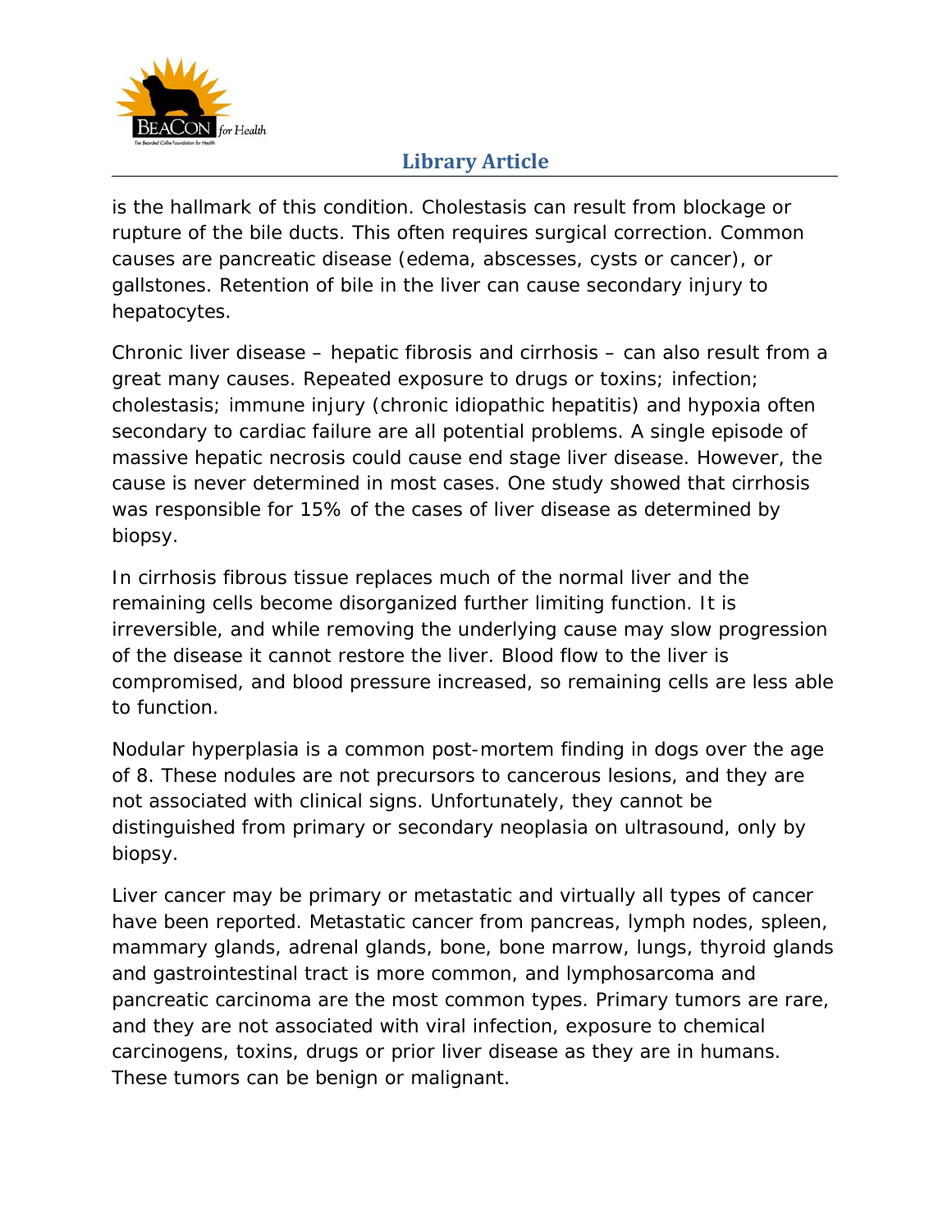is the hallmark of this condition. Cholestasis can result from blockage or rupture of the bile ducts. This often requires surgical correction. Common causes are pancreatic disease (edema, abscesses, cysts or cancer), or gallstones. Retention of bile in the liver can cause secondary injury to hepatocytes.

Chronic liver disease – hepatic fibrosis and cirrhosis – can also result from a great many causes. Repeated exposure to drugs or toxins; infection; cholestasis; immune injury (chronic idiopathic hepatitis) and hypoxia often secondary to cardiac failure are all potential problems. A single episode of massive hepatic necrosis could cause end stage liver disease. However, the cause is never determined in most cases. One study showed that cirrhosis was responsible for 15% of the cases of liver disease as determined by biopsy.

In cirrhosis fibrous tissue replaces much of the normal liver and the remaining cells become disorganized further limiting function. It is irreversible, and while removing the underlying cause may slow progression of the disease it cannot restore the liver. Blood flow to the liver is compromised, and blood pressure increased, so remaining cells are less able to function.

Nodular hyperplasia is a common post-mortem finding in dogs over the age of 8. These nodules are not precursors to cancerous lesions, and they are not associated with clinical signs. Unfortunately, they cannot be distinguished from primary or secondary neoplasia on ultrasound, only by biopsy.

Liver cancer may be primary or metastatic and virtually all types of cancer have been reported. Metastatic cancer from pancreas, lymph nodes, spleen, mammary glands, adrenal glands, bone, bone marrow, lungs, thyroid glands and gastrointestinal tract is more common, and lymphosarcoma and pancreatic carcinoma are the most common types. Primary tumors are rare, and they are not associated with viral infection, exposure to chemical carcinogens, toxins, drugs or prior liver disease as they are in humans. These tumors can be benign or malignant.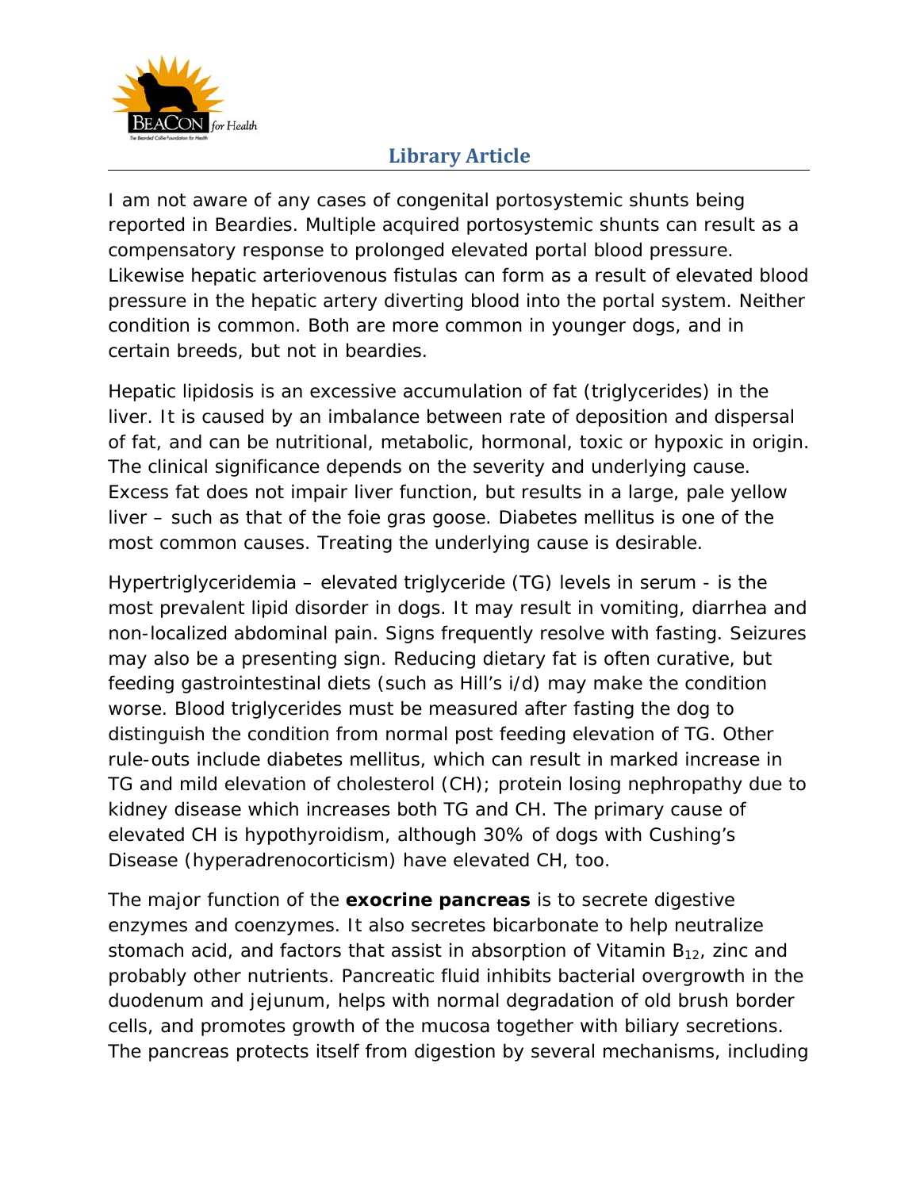I am not aware of any cases of congenital portosystemic shunts being reported in Beardies. Multiple acquired portosystemic shunts can result as a compensatory response to prolonged elevated portal blood pressure. Likewise hepatic arteriovenous fistulas can form as a result of elevated blood pressure in the hepatic artery diverting blood into the portal system. Neither condition is common. Both are more common in younger dogs, and in certain breeds, but not in beardies.

Hepatic lipidosis is an excessive accumulation of fat (triglycerides) in the liver. It is caused by an imbalance between rate of deposition and dispersal of fat, and can be nutritional, metabolic, hormonal, toxic or hypoxic in origin. The clinical significance depends on the severity and underlying cause. Excess fat does not impair liver function, but results in a large, pale yellow liver – such as that of the foie gras goose. Diabetes mellitus is one of the most common causes. Treating the underlying cause is desirable.

Hypertriglyceridemia – elevated triglyceride (TG) levels in serum - is the most prevalent lipid disorder in dogs. It may result in vomiting, diarrhea and non-localized abdominal pain. Signs frequently resolve with fasting. Seizures may also be a presenting sign. Reducing dietary fat is often curative, but feeding gastrointestinal diets (such as Hill's i/d) may make the condition worse. Blood triglycerides must be measured after fasting the dog to distinguish the condition from normal post feeding elevation of TG. Other rule-outs include diabetes mellitus, which can result in marked increase in TG and mild elevation of cholesterol (CH); protein losing nephropathy due to kidney disease which increases both TG and CH. The primary cause of elevated CH is hypothyroidism, although 30% of dogs with Cushing's Disease (hyperadrenocorticism) have elevated CH, too.

The major function of the **exocrine pancreas** is to secrete digestive enzymes and coenzymes. It also secretes bicarbonate to help neutralize stomach acid, and factors that assist in absorption of Vitamin $B_{12}$, zinc and probably other nutrients. Pancreatic fluid inhibits bacterial overgrowth in the duodenum and jejunum, helps with normal degradation of old brush border cells, and promotes growth of the mucosa together with biliary secretions. The pancreas protects itself from digestion by several mechanisms, including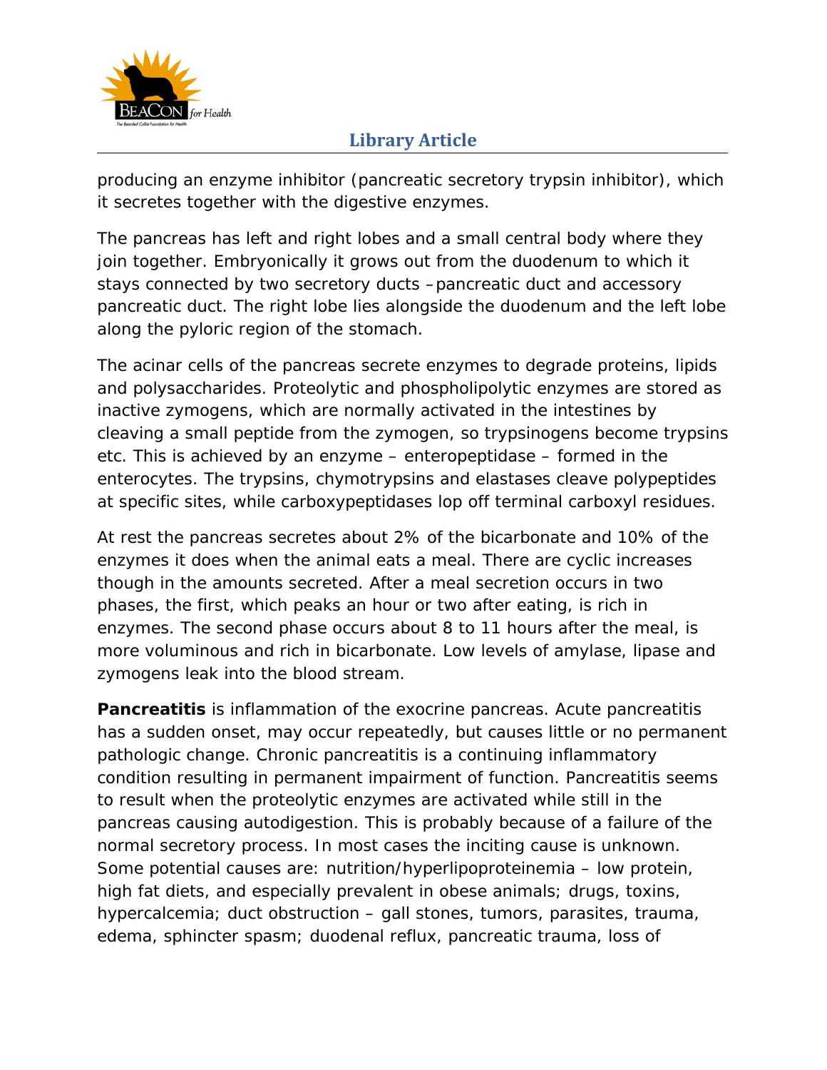producing an enzyme inhibitor (pancreatic secretory trypsin inhibitor), which it secretes together with the digestive enzymes.

The pancreas has left and right lobes and a small central body where they join together. Embryonically it grows out from the duodenum to which it stays connected by two secretory ducts –pancreatic duct and accessory pancreatic duct. The right lobe lies alongside the duodenum and the left lobe along the pyloric region of the stomach.

The acinar cells of the pancreas secrete enzymes to degrade proteins, lipids and polysaccharides. Proteolytic and phospholipolytic enzymes are stored as inactive zymogens, which are normally activated in the intestines by cleaving a small peptide from the zymogen, so trypsinogens become trypsins etc. This is achieved by an enzyme – enteropeptidase – formed in the enterocytes. The trypsins, chymotrypsins and elastases cleave polypeptides at specific sites, while carboxypeptidases lop off terminal carboxyl residues.

At rest the pancreas secretes about 2% of the bicarbonate and 10% of the enzymes it does when the animal eats a meal. There are cyclic increases though in the amounts secreted. After a meal secretion occurs in two phases, the first, which peaks an hour or two after eating, is rich in enzymes. The second phase occurs about 8 to 11 hours after the meal, is more voluminous and rich in bicarbonate. Low levels of amylase, lipase and zymogens leak into the blood stream.

**Pancreatitis** is inflammation of the exocrine pancreas. Acute pancreatitis has a sudden onset, may occur repeatedly, but causes little or no permanent pathologic change. Chronic pancreatitis is a continuing inflammatory condition resulting in permanent impairment of function. Pancreatitis seems to result when the proteolytic enzymes are activated while still in the pancreas causing autodigestion. This is probably because of a failure of the normal secretory process. In most cases the inciting cause is unknown. Some potential causes are: nutrition/hyperlipoproteinemia – low protein, high fat diets, and especially prevalent in obese animals; drugs, toxins, hypercalcemia; duct obstruction – gall stones, tumors, parasites, trauma, edema, sphincter spasm; duodenal reflux, pancreatic trauma, loss of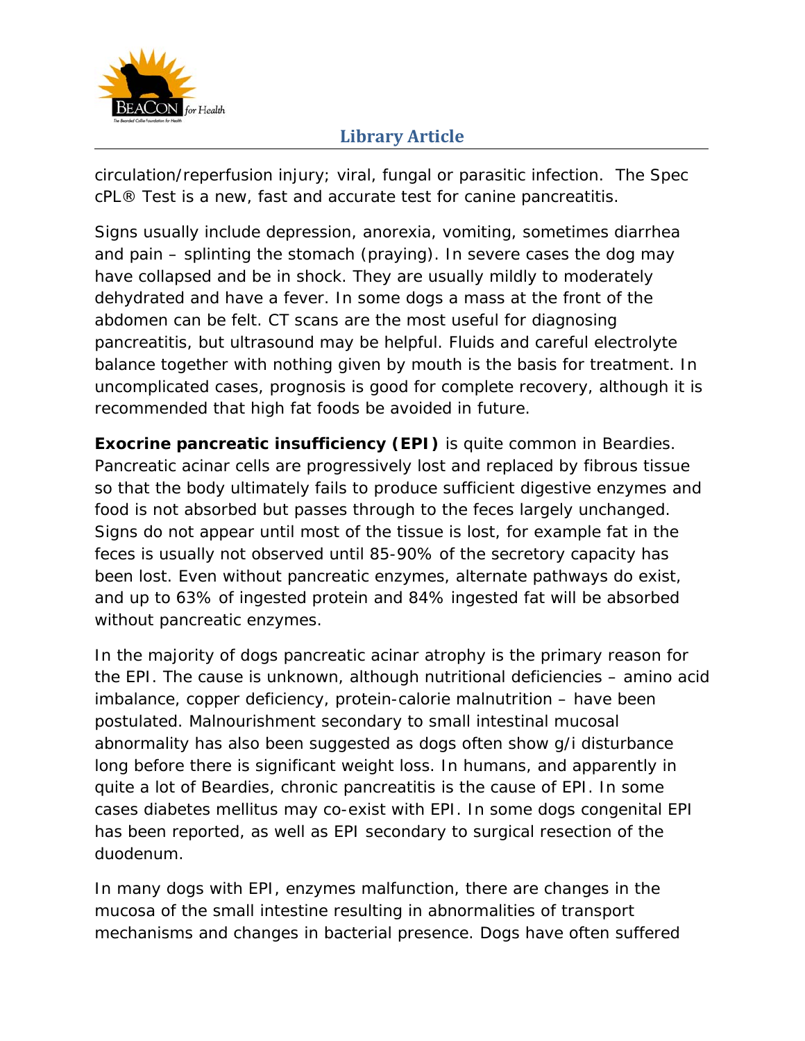circulation/reperfusion injury; viral, fungal or parasitic infection.  The Spec cPL® Test is a new, fast and accurate test for canine pancreatitis.

Signs usually include depression, anorexia, vomiting, sometimes diarrhea and pain – splinting the stomach (praying). In severe cases the dog may have collapsed and be in shock. They are usually mildly to moderately dehydrated and have a fever. In some dogs a mass at the front of the abdomen can be felt. CT scans are the most useful for diagnosing pancreatitis, but ultrasound may be helpful. Fluids and careful electrolyte balance together with nothing given by mouth is the basis for treatment. In uncomplicated cases, prognosis is good for complete recovery, although it is recommended that high fat foods be avoided in future.

**Exocrine pancreatic insufficiency (EPI)** is quite common in Beardies. Pancreatic acinar cells are progressively lost and replaced by fibrous tissue so that the body ultimately fails to produce sufficient digestive enzymes and food is not absorbed but passes through to the feces largely unchanged. Signs do not appear until most of the tissue is lost, for example fat in the feces is usually not observed until 85-90% of the secretory capacity has been lost. Even without pancreatic enzymes, alternate pathways do exist, and up to 63% of ingested protein and 84% ingested fat will be absorbed without pancreatic enzymes.

In the majority of dogs pancreatic acinar atrophy is the primary reason for the EPI. The cause is unknown, although nutritional deficiencies – amino acid imbalance, copper deficiency, protein-calorie malnutrition – have been postulated. Malnourishment secondary to small intestinal mucosal abnormality has also been suggested as dogs often show g/i disturbance long before there is significant weight loss. In humans, and apparently in quite a lot of Beardies, chronic pancreatitis is the cause of EPI. In some cases diabetes mellitus may co-exist with EPI. In some dogs congenital EPI has been reported, as well as EPI secondary to surgical resection of the duodenum.

In many dogs with EPI, enzymes malfunction, there are changes in the mucosa of the small intestine resulting in abnormalities of transport mechanisms and changes in bacterial presence. Dogs have often suffered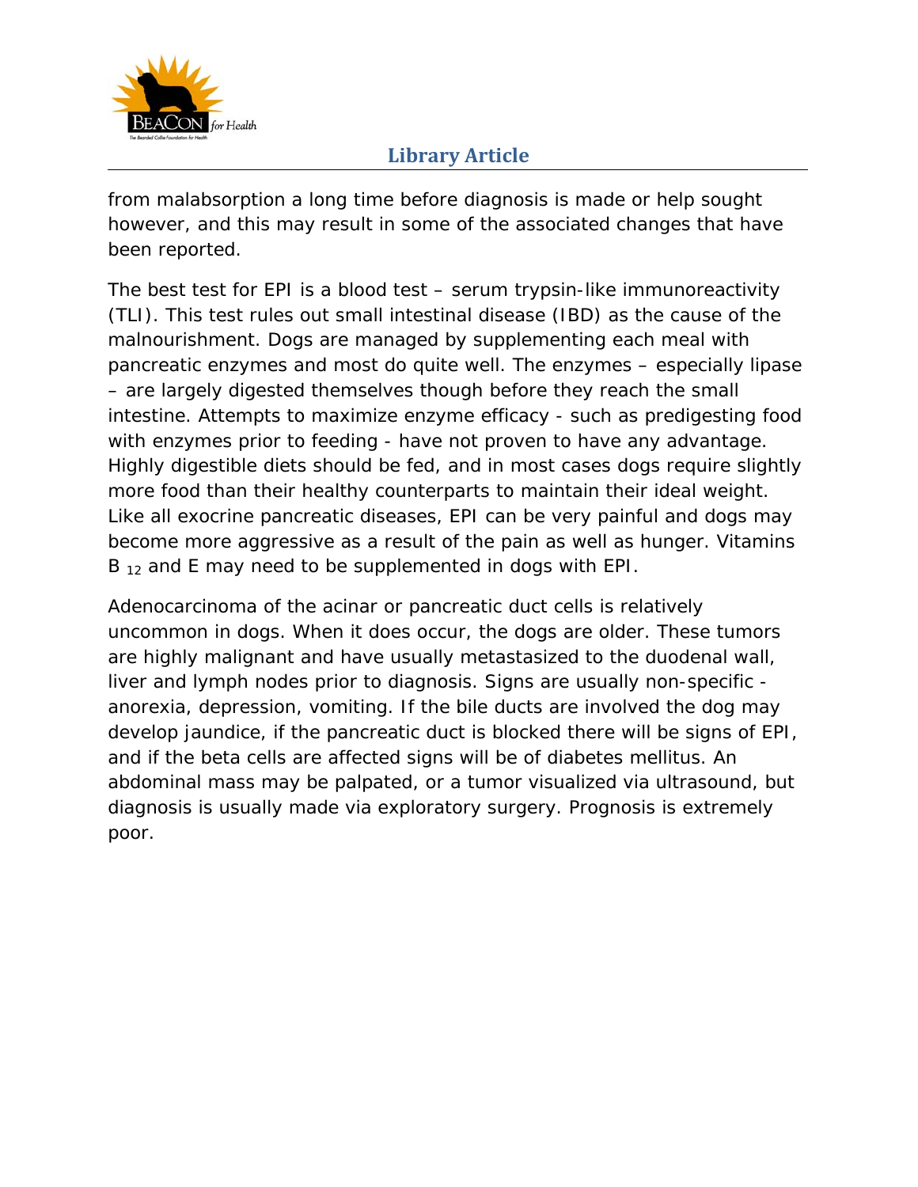from malabsorption a long time before diagnosis is made or help sought however, and this may result in some of the associated changes that have been reported.

The best test for EPI is a blood test – serum trypsin-like immunoreactivity (TLI). This test rules out small intestinal disease (IBD) as the cause of the malnourishment. Dogs are managed by supplementing each meal with pancreatic enzymes and most do quite well. The enzymes – especially lipase – are largely digested themselves though before they reach the small intestine. Attempts to maximize enzyme efficacy - such as predigesting food with enzymes prior to feeding - have not proven to have any advantage. Highly digestible diets should be fed, and in most cases dogs require slightly more food than their healthy counterparts to maintain their ideal weight. Like all exocrine pancreatic diseases, EPI can be very painful and dogs may become more aggressive as a result of the pain as well as hunger. Vitamins $B_{12}$ and E may need to be supplemented in dogs with EPI.

Adenocarcinoma of the acinar or pancreatic duct cells is relatively uncommon in dogs. When it does occur, the dogs are older. These tumors are highly malignant and have usually metastasized to the duodenal wall, liver and lymph nodes prior to diagnosis. Signs are usually non-specific - anorexia, depression, vomiting. If the bile ducts are involved the dog may develop jaundice, if the pancreatic duct is blocked there will be signs of EPI, and if the beta cells are affected signs will be of diabetes mellitus. An abdominal mass may be palpated, or a tumor visualized via ultrasound, but diagnosis is usually made via exploratory surgery. Prognosis is extremely poor.